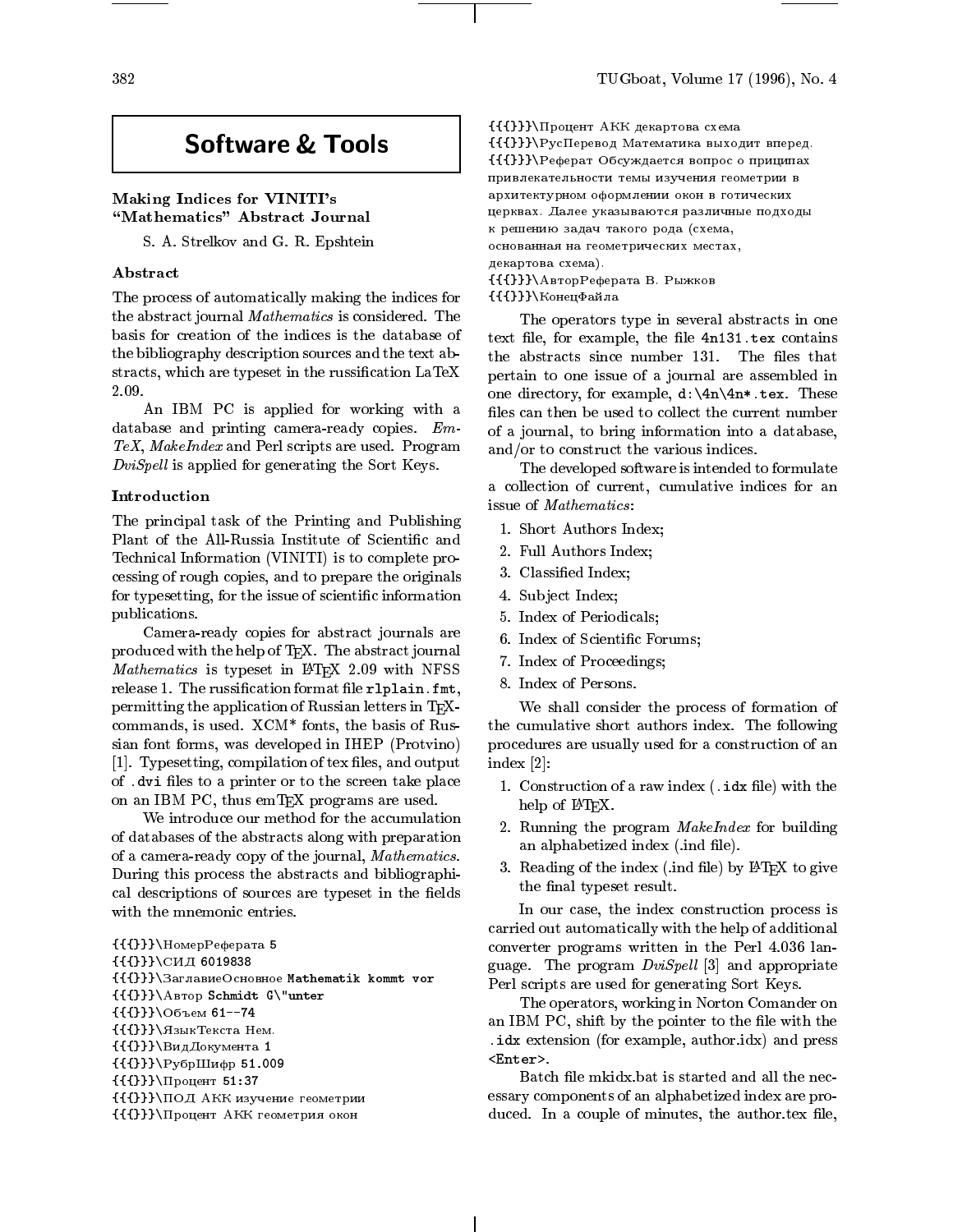# Software & Tools

## Making Indices for VINITI's "Mathematics" Abstract Journal

S. A. Strelkov and G. R. Epshtein

### Abstract

The process of automatically making the indices for the abstract journal *Mathematics* is considered. The basis for creation of the indices is the database of the bibliography description sources and the text abstracts, which are typeset in the russification LaTeX 2.09.

An IBM PC is applied for working with a database and printing camera-ready copies. *EmTeX*, *MakeIndex* and Perl scripts are used. Program *DviSpell* is applied for generating the Sort Keys.

### Introduction

The principal task of the Printing and Publishing Plant of the All-Russia Institute of Scientific and Technical Information (VINITI) is to complete processing of rough copies, and to prepare the originals for typesetting, for the issue of scientific information publications.

Camera-ready copies for abstract journals are produced with the help of TEX. The abstract journal *Mathematics* is typeset in LATEX 2.09 with NFSS release 1. The russification format file `rlplain.fmt`, permitting the application of Russian letters in TEX-commands, is used. XCM* fonts, the basis of Russian font forms, was developed in IHEP (Protvino) [1]. Typesetting, compilation of tex files, and output of `.dvi` files to a printer or to the screen take place on an IBM PC, thus emTEX programs are used.

We introduce our method for the accumulation of databases of the abstracts along with preparation of a camera-ready copy of the journal, *Mathematics*. During this process the abstracts and bibliographical descriptions of sources are typeset in the fields with the mnemonic entries.

```
{{{}}}\НомерРеферата 5
{{{}}}\СИД 6019838
{{{}}}\ЗаглавиеОсновное Mathematik kommt vor
{{{}}}\Автор Schmidt G\"unter
{{{}}}\Объем 61--74
{{{}}}\ЯзыкТекста Нем.
{{{}}}\ВидДокумента 1
{{{}}}\РубрШифр 51.009
{{{}}}\Процент 51:37
{{{}}}\ПОД АКК изучение геометрии
{{{}}}\Процент АКК геометрия окон
{{{}}}\Процент АКК декартова схема
{{{}}}\РусПеревод Математика выходит вперед.
{{{}}}\Реферат Обсуждается вопрос о прицпипах
привлекательности темы изучения геометрии в
архитектурном оформлении окон в готических
церквах. Далее указываются различные подходы
к решению задач такого рода (схема,
основанная на геометрических местах,
декартова схема).
{{{}}}\АвторРеферата В. Рыжков
{{{}}}\КонецФайла
```

The operators type in several abstracts in one text file, for example, the file `4n131.tex` contains the abstracts since number 131. The files that pertain to one issue of a journal are assembled in one directory, for example, `d:\4n\4n*.tex`. These files can then be used to collect the current number of a journal, to bring information into a database, and/or to construct the various indices.

The developed software is intended to formulate a collection of current, cumulative indices for an issue of *Mathematics*:

1. Short Authors Index;
2. Full Authors Index;
3. Classified Index;
4. Subject Index;
5. Index of Periodicals;
6. Index of Scientific Forums;
7. Index of Proceedings;
8. Index of Persons.

We shall consider the process of formation of the cumulative short authors index. The following procedures are usually used for a construction of an index [2]:

1. Construction of a raw index (`.idx` file) with the help of LATEX.
2. Running the program *MakeIndex* for building an alphabetized index (.ind file).
3. Reading of the index (.ind file) by LATEX to give the final typeset result.

In our case, the index construction process is carried out automatically with the help of additional converter programs written in the Perl 4.036 language. The program *DviSpell* [3] and appropriate Perl scripts are used for generating Sort Keys.

The operators, working in Norton Comander on an IBM PC, shift by the pointer to the file with the `.idx` extension (for example, author.idx) and press `<Enter>`.

Batch file mkidx.bat is started and all the necessary components of an alphabetized index are produced. In a couple of minutes, the author.tex file,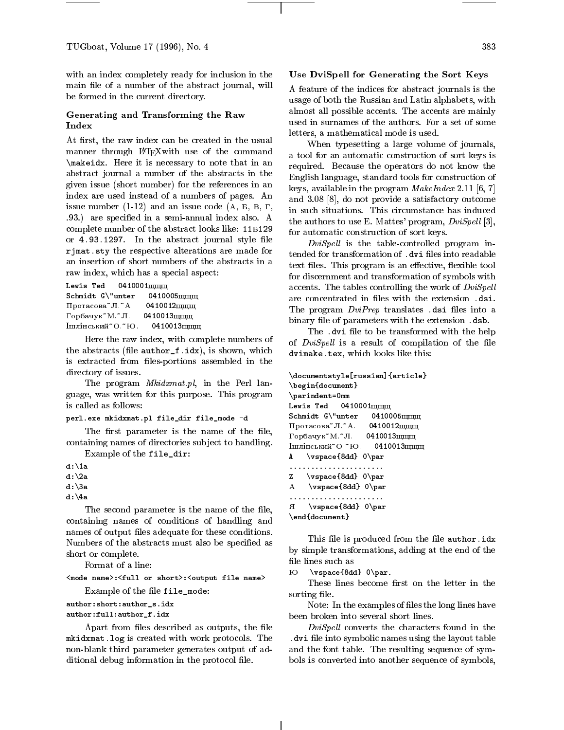with an index completely ready for inclusion in the main file of a number of the abstract journal, will be formed in the current directory.

### Generating and Transforming the Raw Index

At first, the raw index can be created in the usual manner through LaTeXwith use of the command `\makeidx`. Here it is necessary to note that in an abstract journal a number of the abstracts in the given issue (short number) for the references in an index are used instead of a numbers of pages. An issue number (1-12) and an issue code (А, Б, В, Г, .93.) are specified in a semi-annual index also. A complete number of the abstract looks like: `11Б129` or `4.93.1297`. In the abstract journal style file `rjmat.sty` the respective alterations are made for an insertion of short numbers of the abstracts in a raw index, which has a special aspect:

```
Lewis Ted   0410001щщщщ
Schmidt G\"unter   0410005щщщщ
Протасова~Л.~А.   0410012щщщщ
Горбачук~М.~Л.   0410013щщщщ
Іщлінський~О.~Ю.   0410013щщщщ
```

Here the raw index, with complete numbers of the abstracts (file `author_f.idx`), is shown, which is extracted from files-portions assembled in the directory of issues.

The program *Mkidxmat.pl*, in the Perl language, was written for this purpose. This program is called as follows:

```
perl.exe mkidxmat.pl file_dir file_mode -d
```

The first parameter is the name of the file, containing names of directories subject to handling.

Example of the `file_dir`:

```
d:\1a
d:\2a
d:\3a
d:\4a
```

The second parameter is the name of the file, containing names of conditions of handling and names of output files adequate for these conditions. Numbers of the abstracts must also be specified as short or complete.

Format of a line:

```
<mode name>:<full or short>:<output file name>
```

Example of the file `file_mode`:

```
author:short:author_s.idx
author:full:author_f.idx
```

Apart from files described as outputs, the file `mkidxmat.log` is created with work protocols. The non-blank third parameter generates output of additional debug information in the protocol file.

### Use DviSpell for Generating the Sort Keys

A feature of the indices for abstract journals is the usage of both the Russian and Latin alphabets, with almost all possible accents. The accents are mainly used in surnames of the authors. For a set of some letters, a mathematical mode is used.

When typesetting a large volume of journals, a tool for an automatic construction of sort keys is required. Because the operators do not know the English language, standard tools for construction of keys, available in the program *MakeIndex* 2.11 [6, 7] and 3.08 [8], do not provide a satisfactory outcome in such situations. This circumstance has induced the authors to use E. Mattes' program, *DviSpell* [3], for automatic construction of sort keys.

*DviSpell* is the table-controlled program intended for transformation of `.dvi` files into readable text files. This program is an effective, flexible tool for discernment and transformation of symbols with accents. The tables controlling the work of *DviSpell* are concentrated in files with the extension `.dsi`. The program *DviPrep* translates `.dsi` files into a binary file of parameters with the extension `.dsb`.

The `.dvi` file to be transformed with the help of *DviSpell* is a result of compilation of the file `dvimake.tex`, which looks like this:

```
\documentstyle[russian]{article}
\begin{document}
\parindent=0mm
Lewis Ted   0410001щщщщ
Schmidt G\"unter   0410005щщщщ
Протасова~Л.~А.   0410012щщщщ
Горбачук~М.~Л.   0410013щщщщ
Іщлінський~О.~Ю.   0410013щщщщ
A   \vspace{8dd} 0\par
......................
Z   \vspace{8dd} 0\par
А   \vspace{8dd} 0\par
......................
Я   \vspace{8dd} 0\par
\end{document}
```

This file is produced from the file `author.idx` by simple transformations, adding at the end of the file lines such as

```
Ю   \vspace{8dd} 0\par.
```

These lines become first on the letter in the sorting file.

Note: In the examples of files the long lines have been broken into several short lines.

*DviSpell* converts the characters found in the `.dvi` file into symbolic names using the layout table and the font table. The resulting sequence of symbols is converted into another sequence of symbols,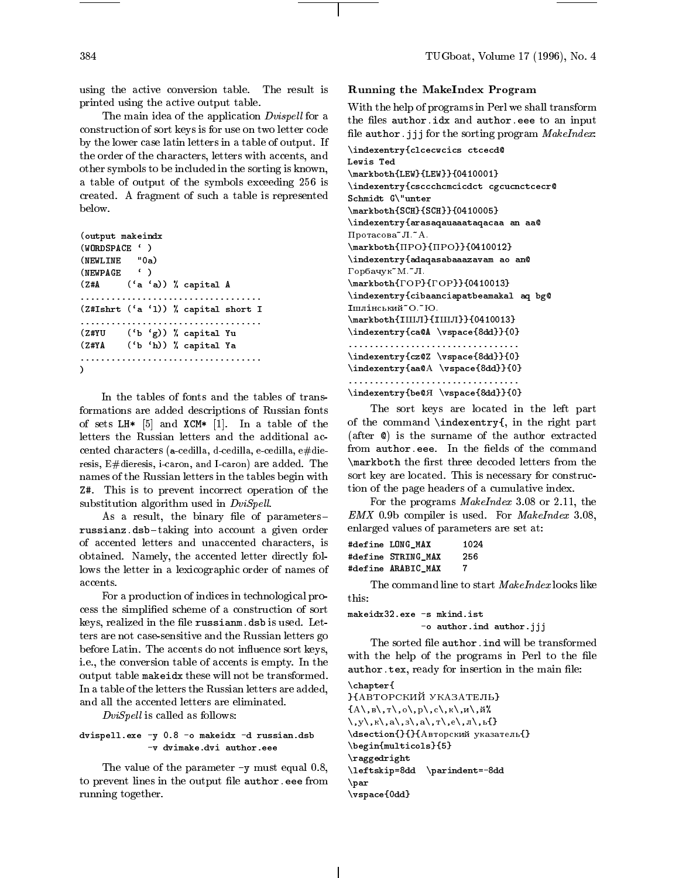using the active conversion table. The result is printed using the active output table.

The main idea of the application *Dvispell* for a construction of sort keys is for use on two letter code by the lower case latin letters in a table of output. If the order of the characters, letters with accents, and other symbols to be included in the sorting is known, a table of output of the symbols exceeding 256 is created. A fragment of such a table is represented below.

```
(output makeindx
(WORDSPACE ` )
(NEWLINE   "0a)
(NEWPAGE   ` )
(Z#A     (`a `a)) % capital A
..................................
(Z#Ishrt (`a `l)) % capital short I
..................................
(Z#YU    (`b `g)) % capital Yu
(Z#YA    (`b `h)) % capital Ya
..................................
)
```

In the tables of fonts and the tables of transformations are added descriptions of Russian fonts of sets `LH*` [5] and `XCM*` [1]. In a table of the letters the Russian letters and the additional accented characters (a-cedilla, d-cedilla, e-cedilla, e#dieresis, E#dieresis, i-caron, and I-caron) are added. The names of the Russian letters in the tables begin with `Z#`. This is to prevent incorrect operation of the substitution algorithm used in *DviSpell*.

As a result, the binary file of parameters–`russianz.dsb`–taking into account a given order of accented letters and unaccented characters, is obtained. Namely, the accented letter directly follows the letter in a lexicographic order of names of accents.

For a production of indices in technological process the simplified scheme of a construction of sort keys, realized in the file `russianm.dsb` is used. Letters are not case-sensitive and the Russian letters go before Latin. The accents do not influence sort keys, i.e., the conversion table of accents is empty. In the output table `makeidx` these will not be transformed. In a table of the letters the Russian letters are added, and all the accented letters are eliminated.

*DviSpell* is called as follows:

```
dvispell.exe -y 0.8 -o makeidx -d russian.dsb
            -v dvimake.dvi author.eee
```

The value of the parameter `-y` must equal 0.8, to prevent lines in the output file `author.eee` from running together.

### Running the MakeIndex Program

With the help of programs in Perl we shall transform the files `author.idx` and `author.eee` to an input file `author.jjj` for the sorting program *MakeIndex*:

```
\indexentry{clcecwcics ctcecd@
Lewis Ted
\markboth{LEW}{LEW}}{0410001}
\indexentry{cscchcmcicdct cgcucnctcecr@
Schmidt G\"unter
\markboth{SCH}{SCH}}{0410005}
\indexentry{arasaqauaaataqacaa an aa@
Протасова~Л.~А.
\markboth{ПРО}{ПРО}}{0410012}
\indexentry{adaqasabaaazavam ao an@
Горбачук~М.~Л.
\markboth{ГОР}{ГОР}}{0410013}
\indexentry{cibaanciapatbeamakal aq bg@
Ішлінський~О.~Ю.
\markboth{ІШЛ}{ІШЛ}}{0410013}
\indexentry{ca@A \vspace{8dd}}{0}
..................................
\indexentry{cz@Z \vspace{8dd}}{0}
\indexentry{aa@А \vspace{8dd}}{0}
..................................
\indexentry{be@Я \vspace{8dd}}{0}
```

The sort keys are located in the left part of the command `\indexentry{`, in the right part (after `@`) is the surname of the author extracted from `author.eee`. In the fields of the command `\markboth` the first three decoded letters from the sort key are located. This is necessary for construction of the page headers of a cumulative index.

For the programs *MakeIndex* 3.08 or 2.11, the *EMX* 0.9b compiler is used. For *MakeIndex* 3.08, enlarged values of parameters are set at:

```
#define LONG_MAX      1024
#define STRING_MAX    256
#define ARABIC_MAX    7
```

The command line to start *MakeIndex* looks like this:

```
makeidx32.exe -s mkind.ist
             -o author.ind author.jjj
```

The sorted file `author.ind` will be transformed with the help of the programs in Perl to the file `author.tex`, ready for insertion in the main file:

```
\chapter{
}{АВТОРСКИЙ УКАЗАТЕЛЬ}
{А\,в\,т\,о\,р\,с\,к\,и\,й%
\,у\,к\,а\,з\,а\,т\,е\,л\,ь{}
\dsection{}{}{Авторский указатель{}
\begin{multicols}{5}
\raggedright
\leftskip=8dd  \parindent=-8dd
\par
\vspace{0dd}
```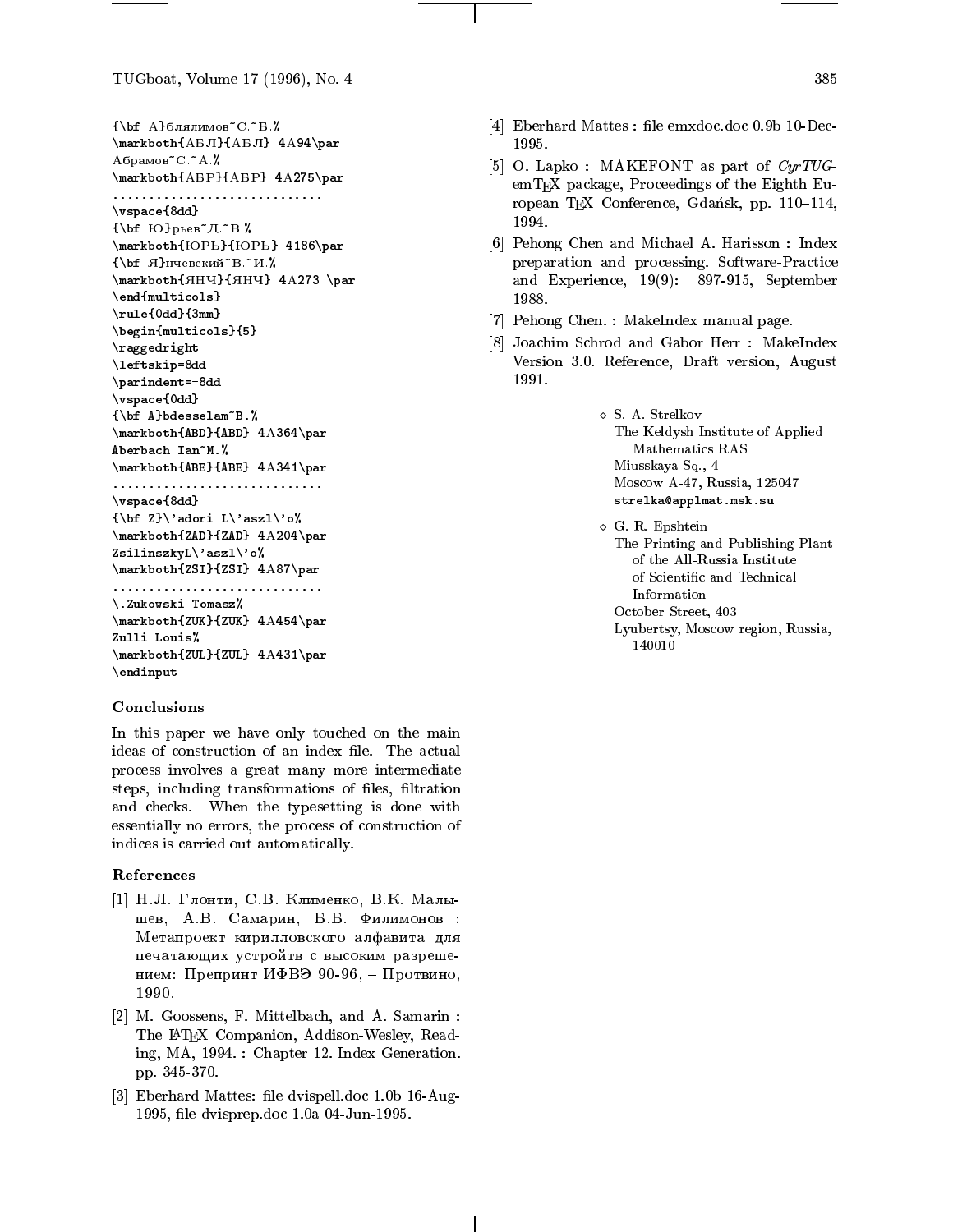```
{\bf А}блялимов~С.~Б.%
\markboth{АБЛ}{АБЛ} 4A94\par
Абрамов~С.~А.%
\markboth{АБР}{АБР} 4A275\par
.............................
\vspace{8dd}
{\bf Ю}рьев~Д.~В.%
\markboth{ЮРЬ}{ЮРЬ} 4186\par
{\bf Я}нчевский~В.~И.%
\markboth{ЯНЧ}{ЯНЧ} 4A273 \par
\end{multicols}
\rule{0dd}{3mm}
\begin{multicols}{5}
\raggedright
\leftskip=8dd
\parindent=-8dd
\vspace{0dd}
{\bf A}bdesselam~B.%
\markboth{ABD}{ABD} 4A364\par
Aberbach Ian~M.%
\markboth{ABE}{ABE} 4A341\par
.............................
\vspace{8dd}
{\bf Z}\'adori L\'aszl\'o%
\markboth{ZAD}{ZAD} 4A204\par
ZsilinszkyL\'aszl\'o%
\markboth{ZSI}{ZSI} 4A87\par
.............................
\.Zukowski Tomasz%
\markboth{ZUK}{ZUK} 4A454\par
Zulli Louis%
\markboth{ZUL}{ZUL} 4A431\par
\endinput
```

### Conclusions

In this paper we have only touched on the main ideas of construction of an index file. The actual process involves a great many more intermediate steps, including transformations of files, filtration and checks. When the typesetting is done with essentially no errors, the process of construction of indices is carried out automatically.

### References

[1] Н.Л. Глонти, С.В. Клименко, В.К. Малышев, А.В. Самарин, Б.Б. Филимонов : Метапроект кирилловского алфавита для печатающих устройтв с высоким разрешением: Препринт ИФВЭ 90-96, – Протвино, 1990.

[2] M. Goossens, F. Mittelbach, and A. Samarin : The LaTeX Companion, Addison-Wesley, Reading, MA, 1994. : Chapter 12. Index Generation. pp. 345-370.

[3] Eberhard Mattes: file dvispell.doc 1.0b 16-Aug-1995, file dvisprep.doc 1.0a 04-Jun-1995.

[4] Eberhard Mattes : file emxdoc.doc 0.9b 10-Dec-1995.

[5] O. Lapko : MAKEFONT as part of *CyrTUG*-emTeX package, Proceedings of the Eighth European TeX Conference, Gdańsk, pp. 110–114, 1994.

[6] Pehong Chen and Michael A. Harisson : Index preparation and processing. Software-Practice and Experience, 19(9): 897-915, September 1988.

[7] Pehong Chen. : MakeIndex manual page.

[8] Joachim Schrod and Gabor Herr : MakeIndex Version 3.0. Reference, Draft version, August 1991.

◇ S. A. Strelkov
The Keldysh Institute of Applied Mathematics RAS
Miusskaya Sq., 4
Moscow A-47, Russia, 125047
`strelka@applmat.msk.su`

◇ G. R. Epshtein
The Printing and Publishing Plant of the All-Russia Institute of Scientific and Technical Information
October Street, 403
Lyubertsy, Moscow region, Russia, 140010